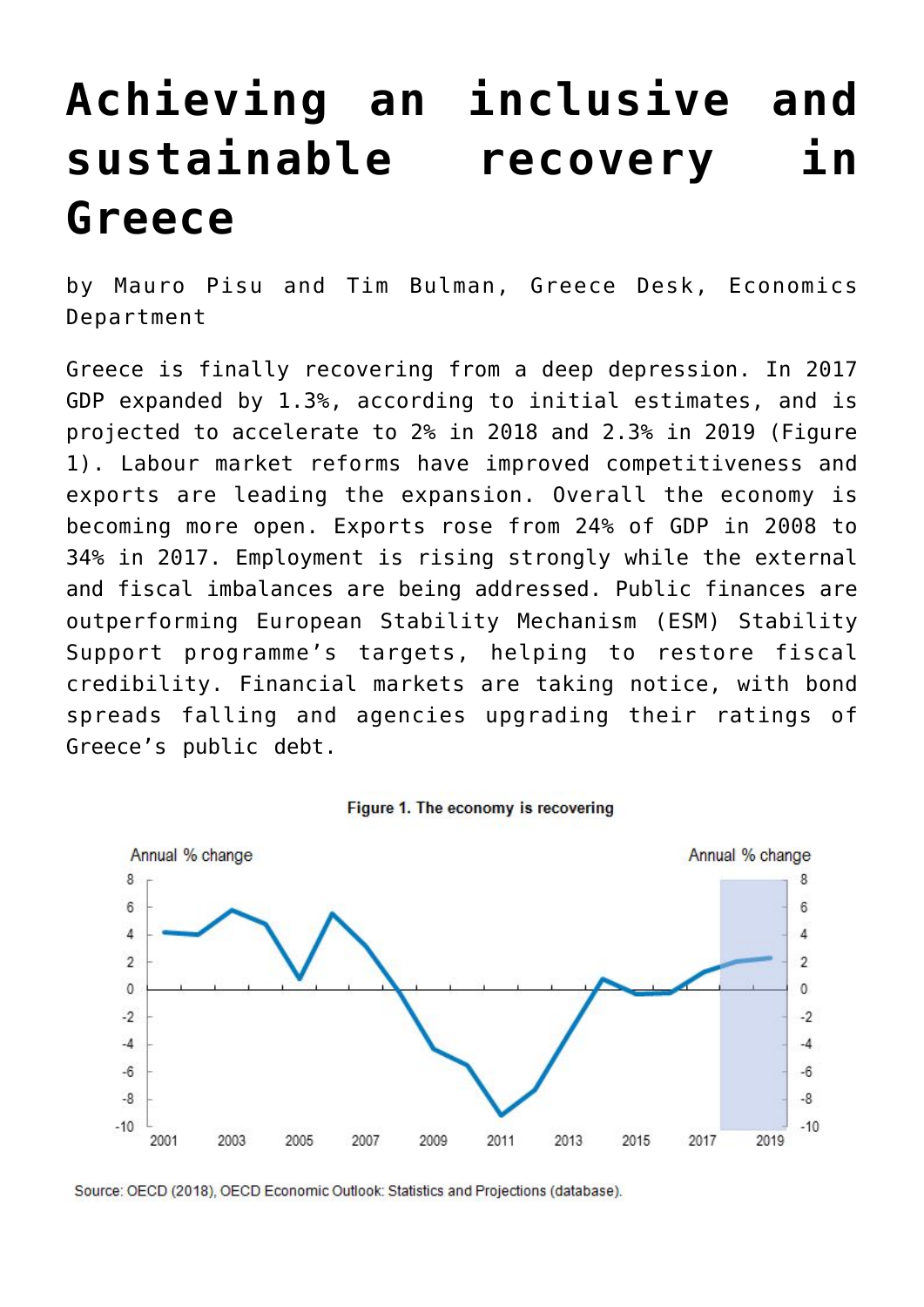# Achieving an inclusive and sustainable recovery in Greece

by Mauro Pisu and Tim Bulman, Greece Desk, Economics Department

Greece is finally recovering from a deep depression. In 2017 GDP expanded by 1.3%, according to initial estimates, and is projected to accelerate to 2% in 2018 and 2.3% in 2019 (Figure 1). Labour market reforms have improved competitiveness and exports are leading the expansion. Overall the economy is becoming more open. Exports rose from 24% of GDP in 2008 to 34% in 2017. Employment is rising strongly while the external and fiscal imbalances are being addressed. Public finances are outperforming European Stability Mechanism (ESM) Stability Support programme's targets, helping to restore fiscal credibility. Financial markets are taking notice, with bond spreads falling and agencies upgrading their ratings of Greece's public debt.

Figure 1. The economy is recovering

Source: OECD (2018), OECD Economic Outlook: Statistics and Projections (database).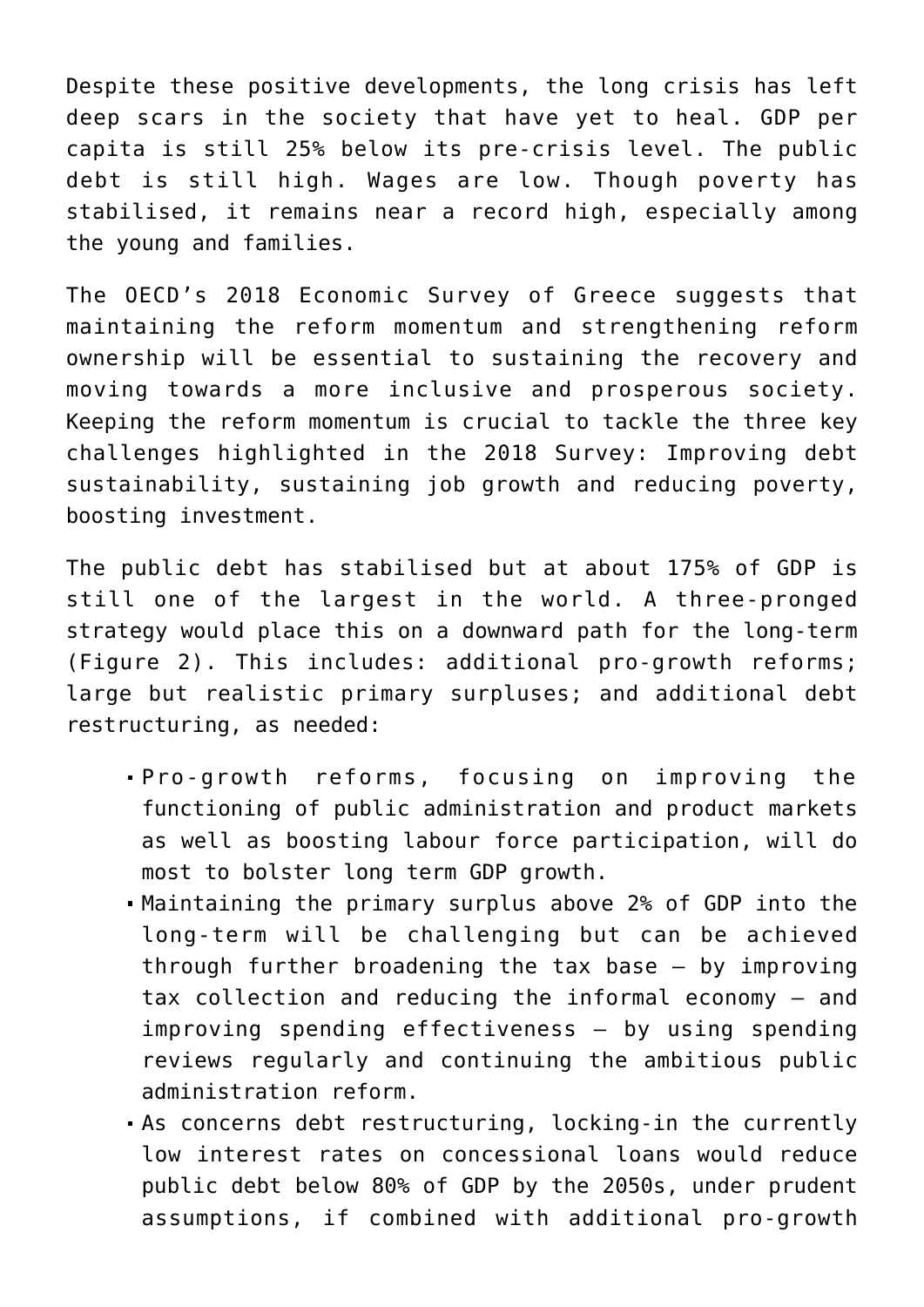Despite these positive developments, the long crisis has left deep scars in the society that have yet to heal. GDP per capita is still 25% below its pre-crisis level. The public debt is still high. Wages are low. Though poverty has stabilised, it remains near a record high, especially among the young and families.

The OECD's 2018 Economic Survey of Greece suggests that maintaining the reform momentum and strengthening reform ownership will be essential to sustaining the recovery and moving towards a more inclusive and prosperous society. Keeping the reform momentum is crucial to tackle the three key challenges highlighted in the 2018 Survey: Improving debt sustainability, sustaining job growth and reducing poverty, boosting investment.

The public debt has stabilised but at about 175% of GDP is still one of the largest in the world. A three-pronged strategy would place this on a downward path for the long-term (Figure 2). This includes: additional pro-growth reforms; large but realistic primary surpluses; and additional debt restructuring, as needed:

- Pro-growth reforms, focusing on improving the functioning of public administration and product markets as well as boosting labour force participation, will do most to bolster long term GDP growth.
- Maintaining the primary surplus above 2% of GDP into the long-term will be challenging but can be achieved through further broadening the tax base – by improving tax collection and reducing the informal economy – and improving spending effectiveness – by using spending reviews regularly and continuing the ambitious public administration reform.
- As concerns debt restructuring, locking-in the currently low interest rates on concessional loans would reduce public debt below 80% of GDP by the 2050s, under prudent assumptions, if combined with additional pro-growth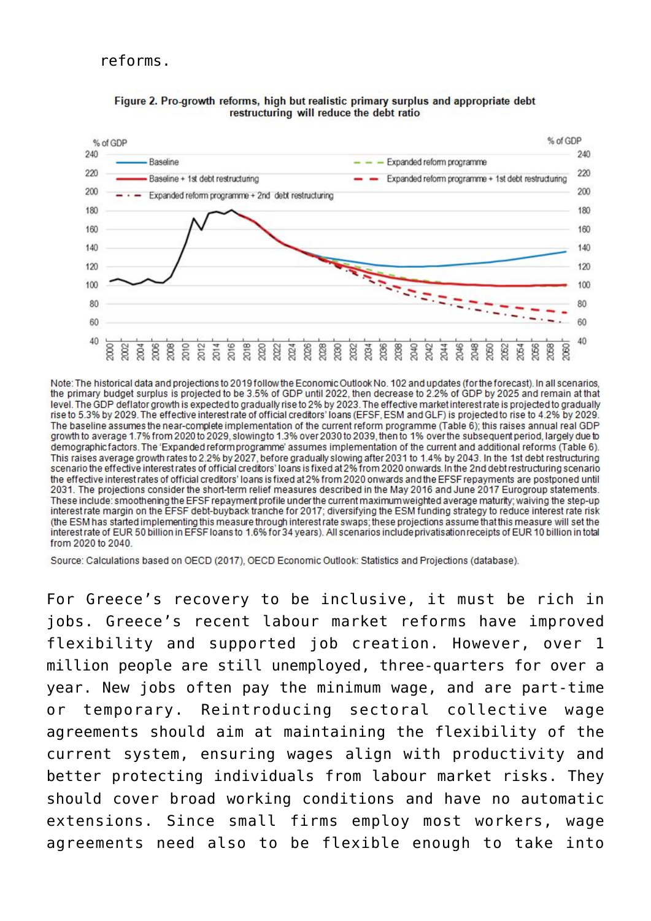reforms.

**Figure 2. Pro-growth reforms, high but realistic primary surplus and appropriate debt restructuring will reduce the debt ratio**

Note: The historical data and projections to 2019 follow the Economic Outlook No. 102 and updates (for the forecast). In all scenarios, the primary budget surplus is projected to be 3.5% of GDP until 2022, then decrease to 2.2% of GDP by 2025 and remain at that level. The GDP deflator growth is expected to gradually rise to 2% by 2023. The effective market interest rate is projected to gradually rise to 5.3% by 2029. The effective interest rate of official creditors' loans (EFSF, ESM and GLF) is projected to rise to 4.2% by 2029. The baseline assumes the near-complete implementation of the current reform programme (Table 6); this raises annual real GDP growth to average 1.7% from 2020 to 2029, slowing to 1.3% over 2030 to 2039, then to 1% over the subsequent period, largely due to demographic factors. The 'Expanded reform programme' assumes implementation of the current and additional reforms (Table 6). This raises average growth rates to 2.2% by 2027, before gradually slowing after 2031 to 1.4% by 2043. In the 1st debt restructuring scenario the effective interest rates of official creditors' loans is fixed at 2% from 2020 onwards. In the 2nd debt restructuring scenario the effective interest rates of official creditors' loans is fixed at 2% from 2020 onwards and the EFSF repayments are postponed until 2031. The projections consider the short-term relief measures described in the May 2016 and June 2017 Eurogroup statements. These include: smoothening the EFSF repayment profile under the current maximum weighted average maturity; waiving the step-up interest rate margin on the EFSF debt-buyback tranche for 2017; diversifying the ESM funding strategy to reduce interest rate risk (the ESM has started implementing this measure through interest rate swaps; these projections assume that this measure will set the interest rate of EUR 50 billion in EFSF loans to 1.6% for 34 years). All scenarios include privatisation receipts of EUR 10 billion in total from 2020 to 2040.

Source: Calculations based on OECD (2017), OECD Economic Outlook: Statistics and Projections (database).

For Greece's recovery to be inclusive, it must be rich in jobs. Greece's recent labour market reforms have improved flexibility and supported job creation. However, over 1 million people are still unemployed, three-quarters for over a year. New jobs often pay the minimum wage, and are part-time or temporary. Reintroducing sectoral collective wage agreements should aim at maintaining the flexibility of the current system, ensuring wages align with productivity and better protecting individuals from labour market risks. They should cover broad working conditions and have no automatic extensions. Since small firms employ most workers, wage agreements need also to be flexible enough to take into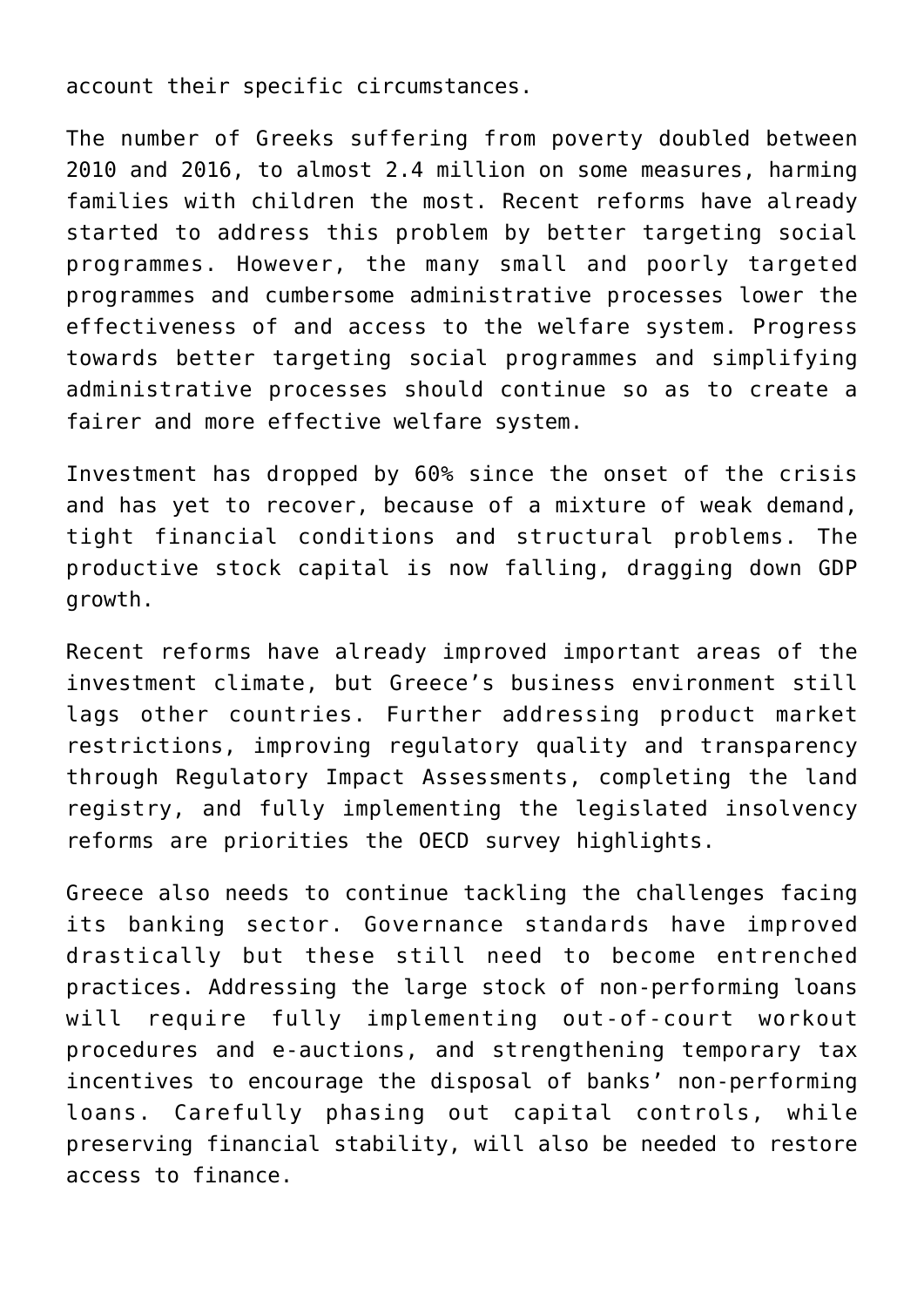account their specific circumstances.

The number of Greeks suffering from poverty doubled between 2010 and 2016, to almost 2.4 million on some measures, harming families with children the most. Recent reforms have already started to address this problem by better targeting social programmes. However, the many small and poorly targeted programmes and cumbersome administrative processes lower the effectiveness of and access to the welfare system. Progress towards better targeting social programmes and simplifying administrative processes should continue so as to create a fairer and more effective welfare system.

Investment has dropped by 60% since the onset of the crisis and has yet to recover, because of a mixture of weak demand, tight financial conditions and structural problems. The productive stock capital is now falling, dragging down GDP growth.

Recent reforms have already improved important areas of the investment climate, but Greece's business environment still lags other countries. Further addressing product market restrictions, improving regulatory quality and transparency through Regulatory Impact Assessments, completing the land registry, and fully implementing the legislated insolvency reforms are priorities the OECD survey highlights.

Greece also needs to continue tackling the challenges facing its banking sector. Governance standards have improved drastically but these still need to become entrenched practices. Addressing the large stock of non-performing loans will require fully implementing out-of-court workout procedures and e-auctions, and strengthening temporary tax incentives to encourage the disposal of banks' non-performing loans. Carefully phasing out capital controls, while preserving financial stability, will also be needed to restore access to finance.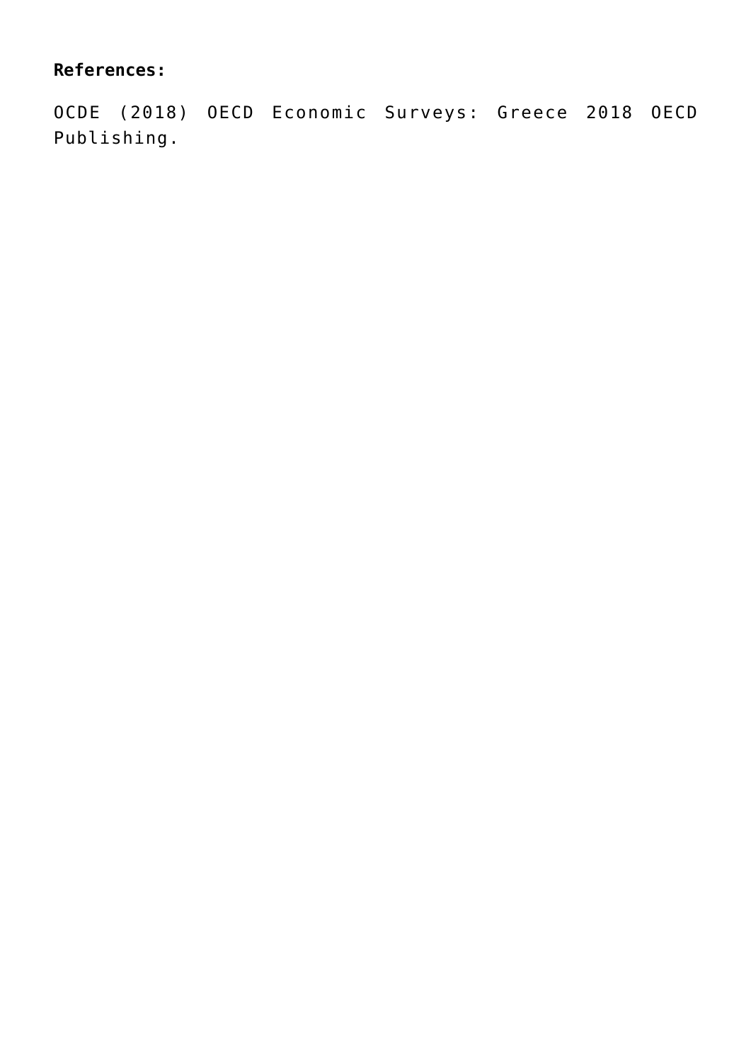**References:**

OCDE (2018) OECD Economic Surveys: Greece 2018 OECD Publishing.